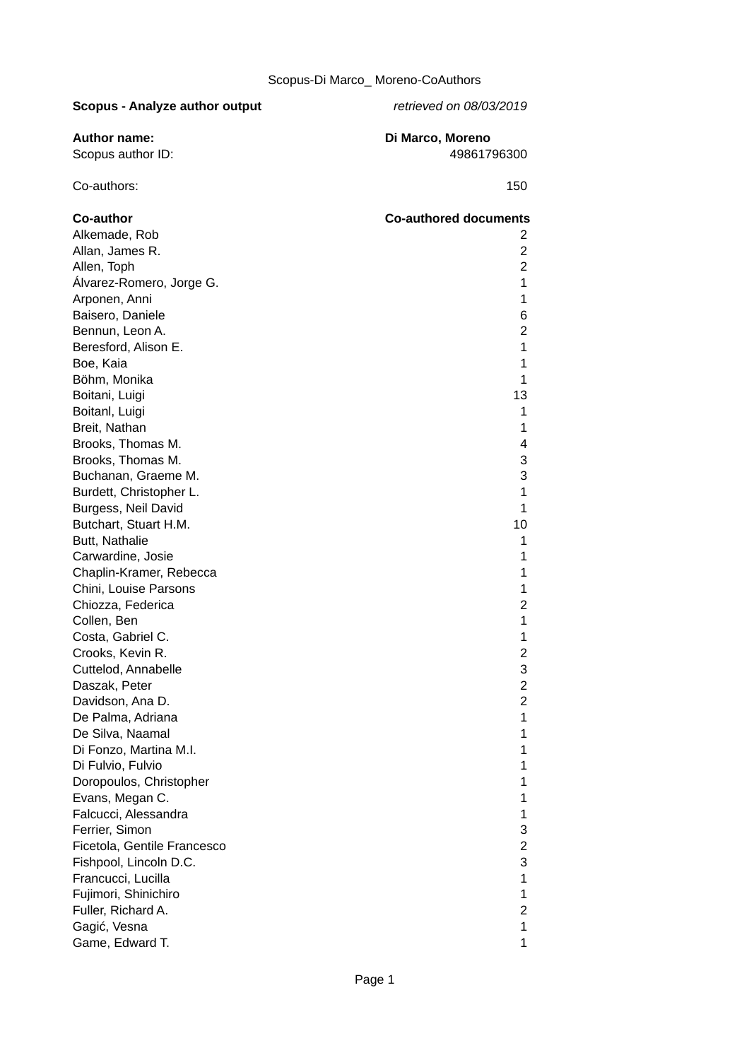Scopus-Di Marco_ Moreno-CoAuthors

| **Scopus - Analyze author output** | *retrieved on 08/03/2019* |
|---|---|
| **Author name:** | **Di Marco, Moreno** |
| Scopus author ID: | 49861796300 |
| Co-authors: | 150 |

| **Co-author** | **Co-authored documents** |
|---|---|
| Alkemade, Rob | 2 |
| Allan, James R. | 2 |
| Allen, Toph | 2 |
| Álvarez-Romero, Jorge G. | 1 |
| Arponen, Anni | 1 |
| Baisero, Daniele | 6 |
| Bennun, Leon A. | 2 |
| Beresford, Alison E. | 1 |
| Boe, Kaia | 1 |
| Böhm, Monika | 1 |
| Boitani, Luigi | 13 |
| Boitanl, Luigi | 1 |
| Breit, Nathan | 1 |
| Brooks, Thomas M. | 4 |
| Brooks, Thomas M. | 3 |
| Buchanan, Graeme M. | 3 |
| Burdett, Christopher L. | 1 |
| Burgess, Neil David | 1 |
| Butchart, Stuart H.M. | 10 |
| Butt, Nathalie | 1 |
| Carwardine, Josie | 1 |
| Chaplin-Kramer, Rebecca | 1 |
| Chini, Louise Parsons | 1 |
| Chiozza, Federica | 2 |
| Collen, Ben | 1 |
| Costa, Gabriel C. | 1 |
| Crooks, Kevin R. | 2 |
| Cuttelod, Annabelle | 3 |
| Daszak, Peter | 2 |
| Davidson, Ana D. | 2 |
| De Palma, Adriana | 1 |
| De Silva, Naamal | 1 |
| Di Fonzo, Martina M.I. | 1 |
| Di Fulvio, Fulvio | 1 |
| Doropoulos, Christopher | 1 |
| Evans, Megan C. | 1 |
| Falcucci, Alessandra | 1 |
| Ferrier, Simon | 3 |
| Ficetola, Gentile Francesco | 2 |
| Fishpool, Lincoln D.C. | 3 |
| Francucci, Lucilla | 1 |
| Fujimori, Shinichiro | 1 |
| Fuller, Richard A. | 2 |
| Gagić, Vesna | 1 |
| Game, Edward T. | 1 |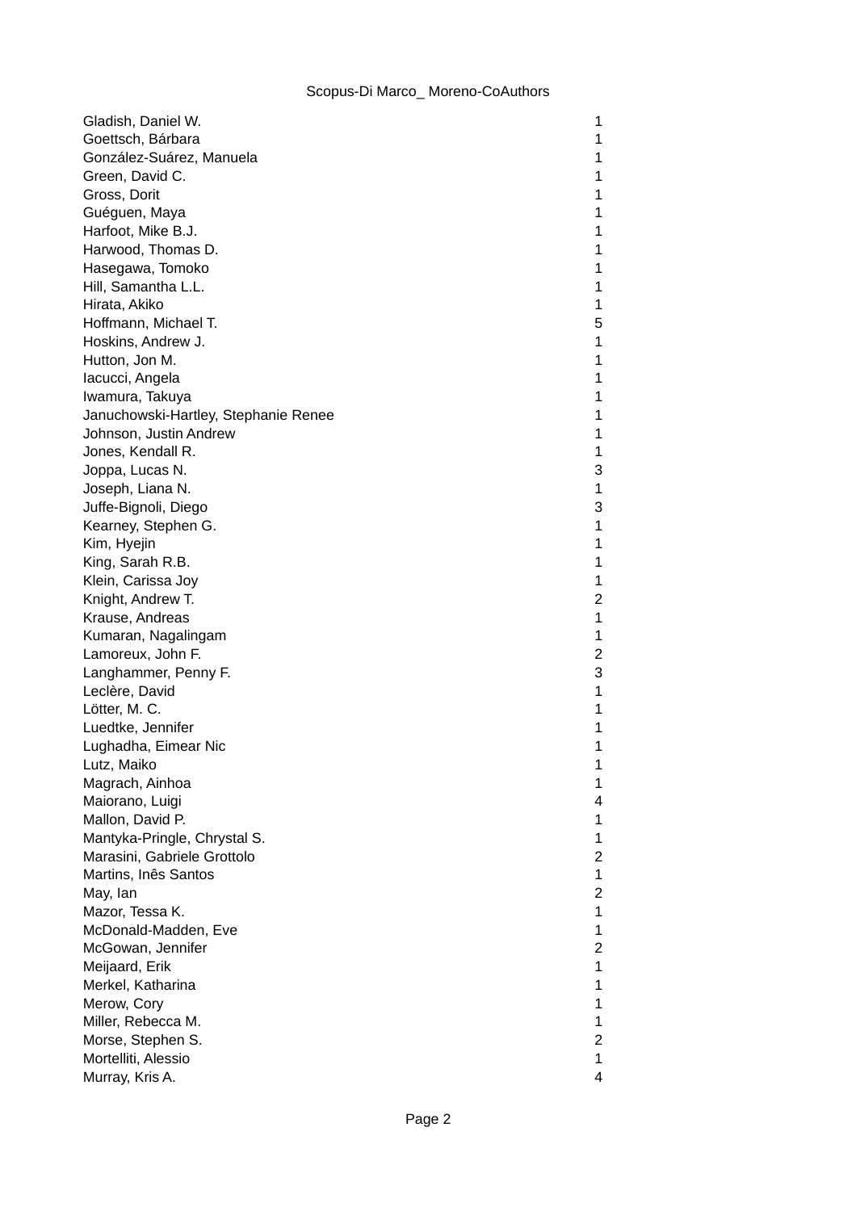| | |
|---|---|
| Gladish, Daniel W. | 1 |
| Goettsch, Bárbara | 1 |
| González-Suárez, Manuela | 1 |
| Green, David C. | 1 |
| Gross, Dorit | 1 |
| Guéguen, Maya | 1 |
| Harfoot, Mike B.J. | 1 |
| Harwood, Thomas D. | 1 |
| Hasegawa, Tomoko | 1 |
| Hill, Samantha L.L. | 1 |
| Hirata, Akiko | 1 |
| Hoffmann, Michael T. | 5 |
| Hoskins, Andrew J. | 1 |
| Hutton, Jon M. | 1 |
| Iacucci, Angela | 1 |
| Iwamura, Takuya | 1 |
| Januchowski-Hartley, Stephanie Renee | 1 |
| Johnson, Justin Andrew | 1 |
| Jones, Kendall R. | 1 |
| Joppa, Lucas N. | 3 |
| Joseph, Liana N. | 1 |
| Juffe-Bignoli, Diego | 3 |
| Kearney, Stephen G. | 1 |
| Kim, Hyejin | 1 |
| King, Sarah R.B. | 1 |
| Klein, Carissa Joy | 1 |
| Knight, Andrew T. | 2 |
| Krause, Andreas | 1 |
| Kumaran, Nagalingam | 1 |
| Lamoreux, John F. | 2 |
| Langhammer, Penny F. | 3 |
| Leclère, David | 1 |
| Lötter, M. C. | 1 |
| Luedtke, Jennifer | 1 |
| Lughadha, Eimear Nic | 1 |
| Lutz, Maiko | 1 |
| Magrach, Ainhoa | 1 |
| Maiorano, Luigi | 4 |
| Mallon, David P. | 1 |
| Mantyka-Pringle, Chrystal S. | 1 |
| Marasini, Gabriele Grottolo | 2 |
| Martins, Inês Santos | 1 |
| May, Ian | 2 |
| Mazor, Tessa K. | 1 |
| McDonald-Madden, Eve | 1 |
| McGowan, Jennifer | 2 |
| Meijaard, Erik | 1 |
| Merkel, Katharina | 1 |
| Merow, Cory | 1 |
| Miller, Rebecca M. | 1 |
| Morse, Stephen S. | 2 |
| Mortelliti, Alessio | 1 |
| Murray, Kris A. | 4 |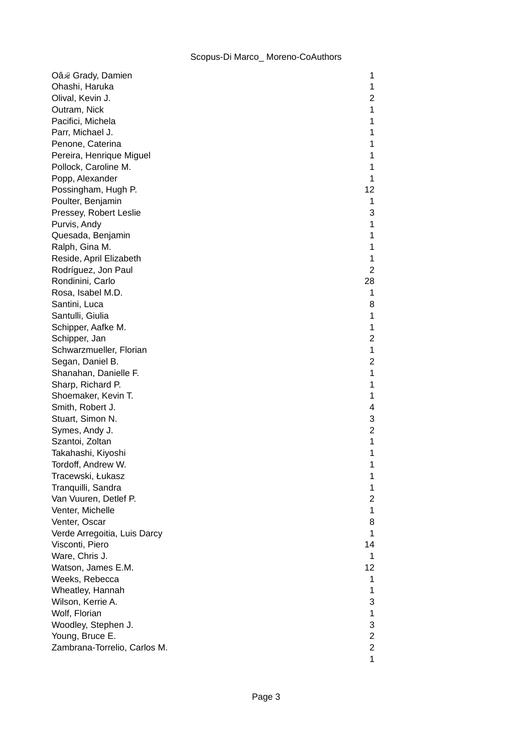| | |
|---|---|
| Oâ Grady, Damien | 1 |
| Ohashi, Haruka | 1 |
| Olival, Kevin J. | 2 |
| Outram, Nick | 1 |
| Pacifici, Michela | 1 |
| Parr, Michael J. | 1 |
| Penone, Caterina | 1 |
| Pereira, Henrique Miguel | 1 |
| Pollock, Caroline M. | 1 |
| Popp, Alexander | 1 |
| Possingham, Hugh P. | 12 |
| Poulter, Benjamin | 1 |
| Pressey, Robert Leslie | 3 |
| Purvis, Andy | 1 |
| Quesada, Benjamin | 1 |
| Ralph, Gina M. | 1 |
| Reside, April Elizabeth | 1 |
| Rodríguez, Jon Paul | 2 |
| Rondinini, Carlo | 28 |
| Rosa, Isabel M.D. | 1 |
| Santini, Luca | 8 |
| Santulli, Giulia | 1 |
| Schipper, Aafke M. | 1 |
| Schipper, Jan | 2 |
| Schwarzmueller, Florian | 1 |
| Segan, Daniel B. | 2 |
| Shanahan, Danielle F. | 1 |
| Sharp, Richard P. | 1 |
| Shoemaker, Kevin T. | 1 |
| Smith, Robert J. | 4 |
| Stuart, Simon N. | 3 |
| Symes, Andy J. | 2 |
| Szantoi, Zoltan | 1 |
| Takahashi, Kiyoshi | 1 |
| Tordoff, Andrew W. | 1 |
| Tracewski, Łukasz | 1 |
| Tranquilli, Sandra | 1 |
| Van Vuuren, Detlef P. | 2 |
| Venter, Michelle | 1 |
| Venter, Oscar | 8 |
| Verde Arregoitia, Luis Darcy | 1 |
| Visconti, Piero | 14 |
| Ware, Chris J. | 1 |
| Watson, James E.M. | 12 |
| Weeks, Rebecca | 1 |
| Wheatley, Hannah | 1 |
| Wilson, Kerrie A. | 3 |
| Wolf, Florian | 1 |
| Woodley, Stephen J. | 3 |
| Young, Bruce E. | 2 |
| Zambrana-Torrelio, Carlos M. | 2 |
| | 1 |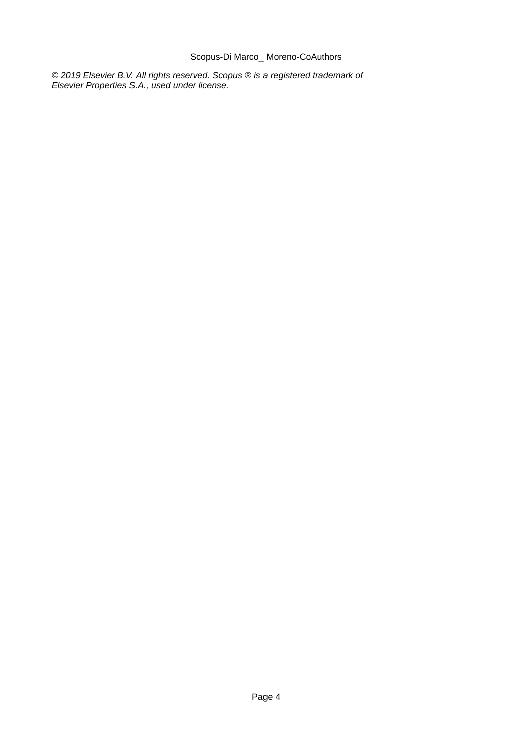*© 2019 Elsevier B.V. All rights reserved. Scopus ® is a registered trademark of Elsevier Properties S.A., used under license.*